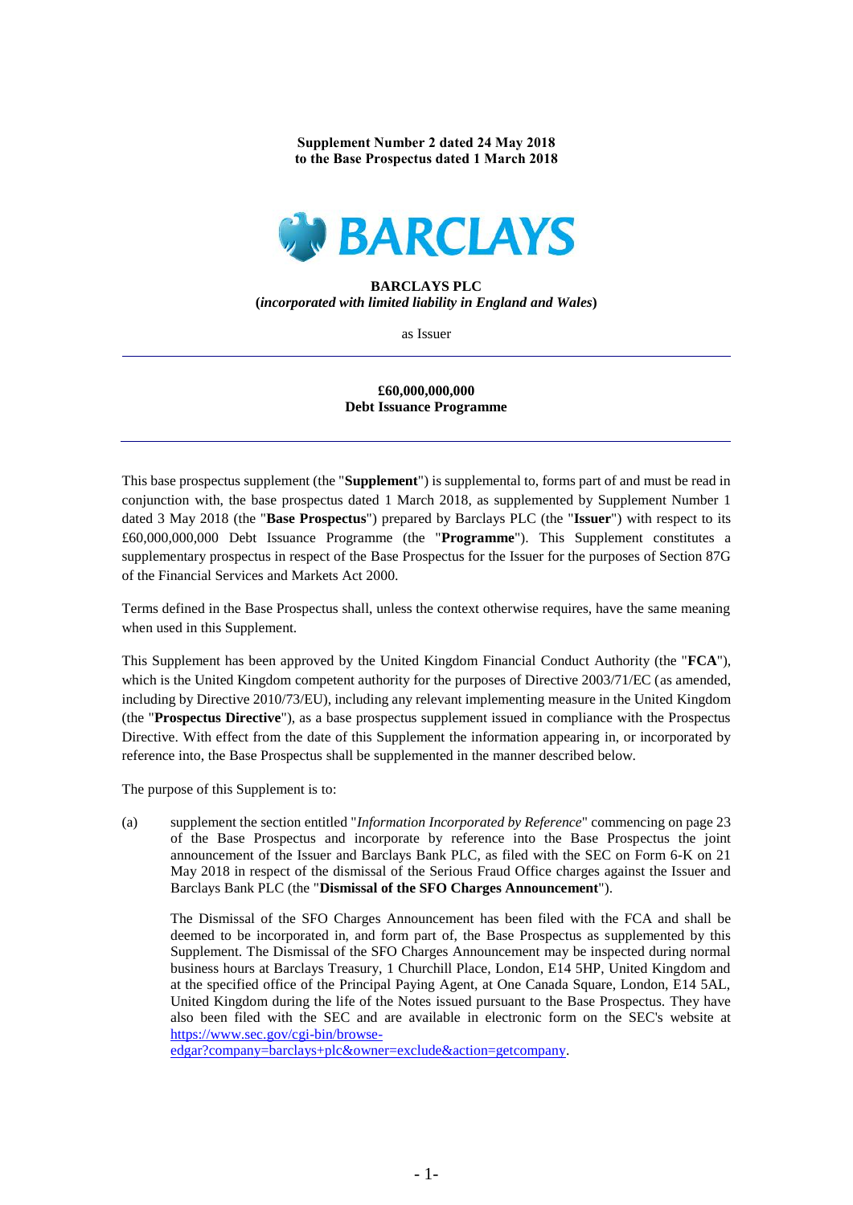**Supplement Number 2 dated 24 May 2018**
**to the Base Prospectus dated 1 March 2018**

BARCLAYS

**BARCLAYS PLC**
**(*incorporated with limited liability in England and Wales*)**

as Issuer

---

**£60,000,000,000**
**Debt Issuance Programme**

---

This base prospectus supplement (the "**Supplement**") is supplemental to, forms part of and must be read in conjunction with, the base prospectus dated 1 March 2018, as supplemented by Supplement Number 1 dated 3 May 2018 (the "**Base Prospectus**") prepared by Barclays PLC (the "**Issuer**") with respect to its £60,000,000,000 Debt Issuance Programme (the "**Programme**"). This Supplement constitutes a supplementary prospectus in respect of the Base Prospectus for the Issuer for the purposes of Section 87G of the Financial Services and Markets Act 2000.

Terms defined in the Base Prospectus shall, unless the context otherwise requires, have the same meaning when used in this Supplement.

This Supplement has been approved by the United Kingdom Financial Conduct Authority (the "**FCA**"), which is the United Kingdom competent authority for the purposes of Directive 2003/71/EC (as amended, including by Directive 2010/73/EU), including any relevant implementing measure in the United Kingdom (the "**Prospectus Directive**"), as a base prospectus supplement issued in compliance with the Prospectus Directive. With effect from the date of this Supplement the information appearing in, or incorporated by reference into, the Base Prospectus shall be supplemented in the manner described below.

The purpose of this Supplement is to:

(a) supplement the section entitled "*Information Incorporated by Reference*" commencing on page 23 of the Base Prospectus and incorporate by reference into the Base Prospectus the joint announcement of the Issuer and Barclays Bank PLC, as filed with the SEC on Form 6-K on 21 May 2018 in respect of the dismissal of the Serious Fraud Office charges against the Issuer and Barclays Bank PLC (the "**Dismissal of the SFO Charges Announcement**").

The Dismissal of the SFO Charges Announcement has been filed with the FCA and shall be deemed to be incorporated in, and form part of, the Base Prospectus as supplemented by this Supplement. The Dismissal of the SFO Charges Announcement may be inspected during normal business hours at Barclays Treasury, 1 Churchill Place, London, E14 5HP, United Kingdom and at the specified office of the Principal Paying Agent, at One Canada Square, London, E14 5AL, United Kingdom during the life of the Notes issued pursuant to the Base Prospectus. They have also been filed with the SEC and are available in electronic form on the SEC's website at https://www.sec.gov/cgi-bin/browse-edgar?company=barclays+plc&owner=exclude&action=getcompany.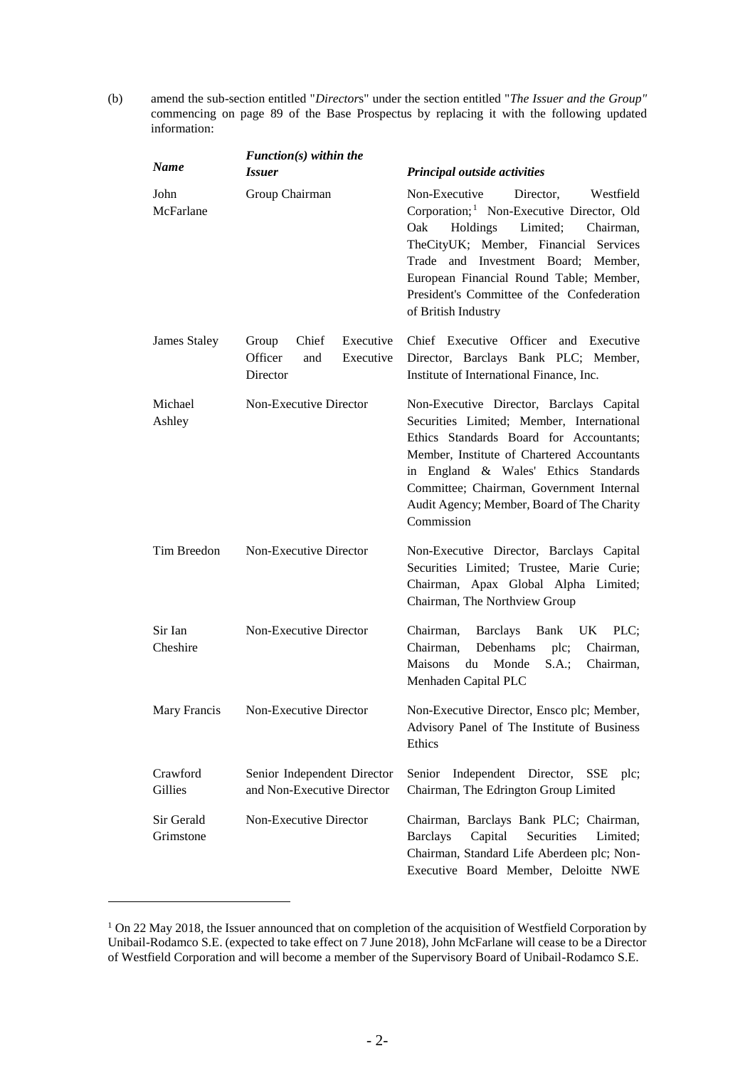(b) amend the sub-section entitled "*Directors*" under the section entitled "*The Issuer and the Group"* commencing on page 89 of the Base Prospectus by replacing it with the following updated information:

| ***Name*** | ***Function(s) within the Issuer*** | ***Principal outside activities*** |
|---|---|---|
| John McFarlane | Group Chairman | Non-Executive Director, Westfield Corporation;[1] Non-Executive Director, Old Oak Holdings Limited; Chairman, TheCityUK; Member, Financial Services Trade and Investment Board; Member, European Financial Round Table; Member, President's Committee of the Confederation of British Industry |
| James Staley | Group Chief Executive Officer and Executive Director | Chief Executive Officer and Executive Director, Barclays Bank PLC; Member, Institute of International Finance, Inc. |
| Michael Ashley | Non-Executive Director | Non-Executive Director, Barclays Capital Securities Limited; Member, International Ethics Standards Board for Accountants; Member, Institute of Chartered Accountants in England & Wales' Ethics Standards Committee; Chairman, Government Internal Audit Agency; Member, Board of The Charity Commission |
| Tim Breedon | Non-Executive Director | Non-Executive Director, Barclays Capital Securities Limited; Trustee, Marie Curie; Chairman, Apax Global Alpha Limited; Chairman, The Northview Group |
| Sir Ian Cheshire | Non-Executive Director | Chairman, Barclays Bank UK PLC; Chairman, Debenhams plc; Chairman, Maisons du Monde S.A.; Chairman, Menhaden Capital PLC |
| Mary Francis | Non-Executive Director | Non-Executive Director, Ensco plc; Member, Advisory Panel of The Institute of Business Ethics |
| Crawford Gillies | Senior Independent Director and Non-Executive Director | Senior Independent Director, SSE plc; Chairman, The Edrington Group Limited |
| Sir Gerald Grimstone | Non-Executive Director | Chairman, Barclays Bank PLC; Chairman, Barclays Capital Securities Limited; Chairman, Standard Life Aberdeen plc; Non-Executive Board Member, Deloitte NWE |

[1] On 22 May 2018, the Issuer announced that on completion of the acquisition of Westfield Corporation by Unibail-Rodamco S.E. (expected to take effect on 7 June 2018), John McFarlane will cease to be a Director of Westfield Corporation and will become a member of the Supervisory Board of Unibail-Rodamco S.E.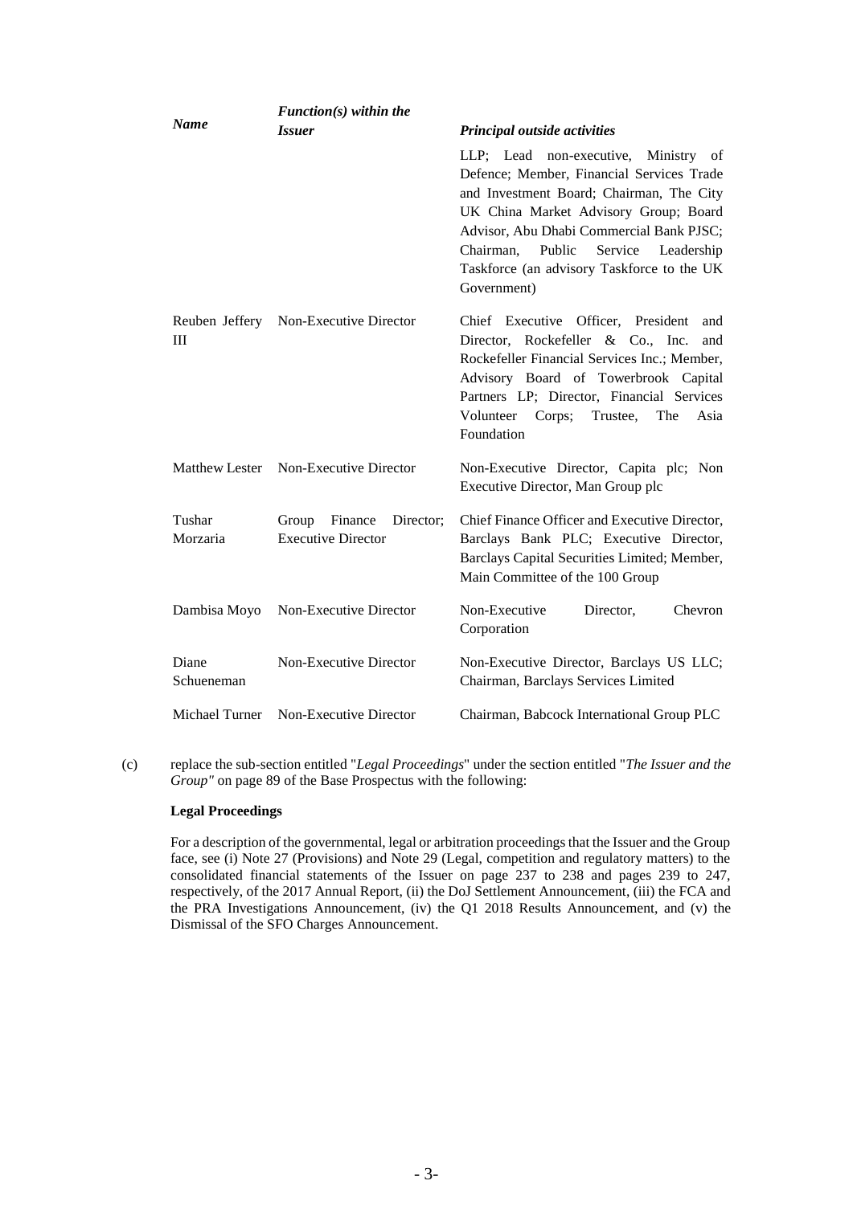| *Name* | *Function(s) within the Issuer* | *Principal outside activities* |
|---|---|---|
| | | LLP; Lead non-executive, Ministry of Defence; Member, Financial Services Trade and Investment Board; Chairman, The City UK China Market Advisory Group; Board Advisor, Abu Dhabi Commercial Bank PJSC; Chairman, Public Service Leadership Taskforce (an advisory Taskforce to the UK Government) |
| Reuben Jeffery III | Non-Executive Director | Chief Executive Officer, President and Director, Rockefeller & Co., Inc. and Rockefeller Financial Services Inc.; Member, Advisory Board of Towerbrook Capital Partners LP; Director, Financial Services Volunteer Corps; Trustee, The Asia Foundation |
| Matthew Lester | Non-Executive Director | Non-Executive Director, Capita plc; Non Executive Director, Man Group plc |
| Tushar Morzaria | Group Finance Director; Executive Director | Chief Finance Officer and Executive Director, Barclays Bank PLC; Executive Director, Barclays Capital Securities Limited; Member, Main Committee of the 100 Group |
| Dambisa Moyo | Non-Executive Director | Non-Executive Director, Chevron Corporation |
| Diane Schueneman | Non-Executive Director | Non-Executive Director, Barclays US LLC; Chairman, Barclays Services Limited |
| Michael Turner | Non-Executive Director | Chairman, Babcock International Group PLC |

(c) replace the sub-section entitled "*Legal Proceedings*" under the section entitled "*The Issuer and the Group"* on page 89 of the Base Prospectus with the following:

**Legal Proceedings**

For a description of the governmental, legal or arbitration proceedings that the Issuer and the Group face, see (i) Note 27 (Provisions) and Note 29 (Legal, competition and regulatory matters) to the consolidated financial statements of the Issuer on page 237 to 238 and pages 239 to 247, respectively, of the 2017 Annual Report, (ii) the DoJ Settlement Announcement, (iii) the FCA and the PRA Investigations Announcement, (iv) the Q1 2018 Results Announcement, and (v) the Dismissal of the SFO Charges Announcement.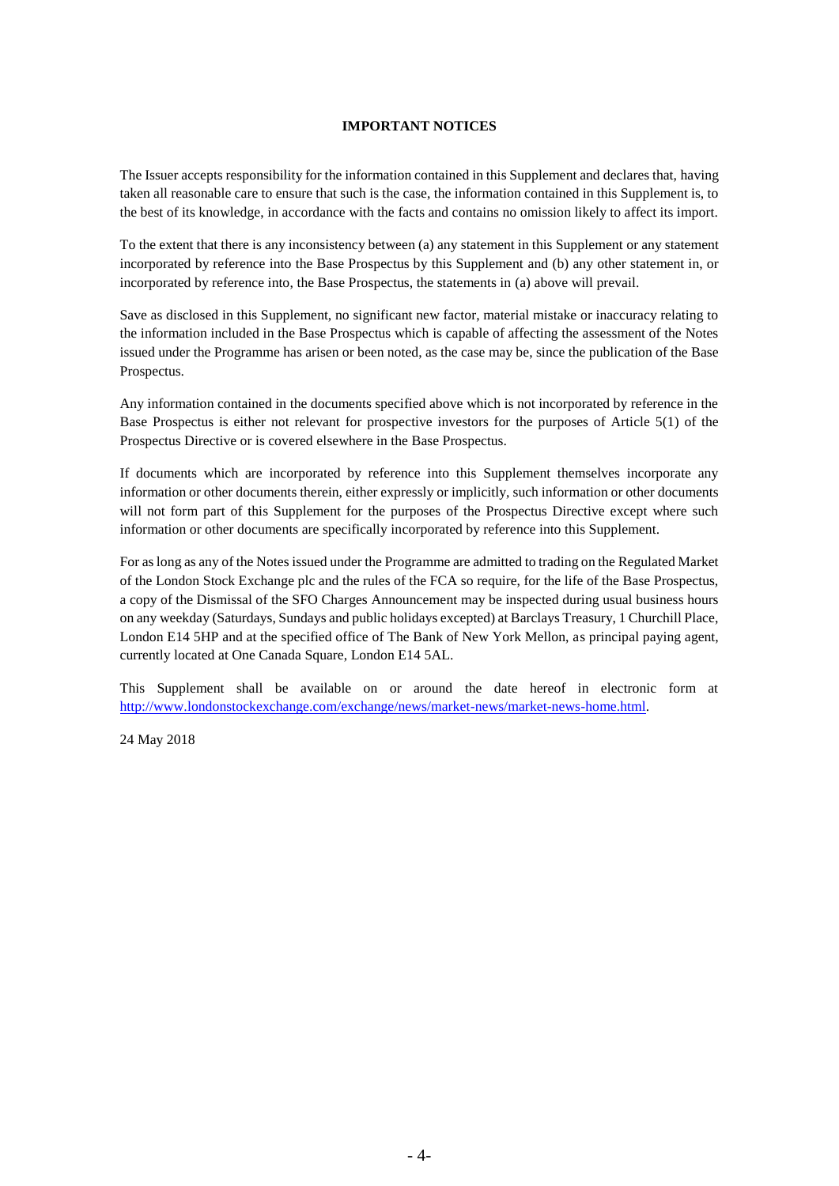**IMPORTANT NOTICES**

The Issuer accepts responsibility for the information contained in this Supplement and declares that, having taken all reasonable care to ensure that such is the case, the information contained in this Supplement is, to the best of its knowledge, in accordance with the facts and contains no omission likely to affect its import.

To the extent that there is any inconsistency between (a) any statement in this Supplement or any statement incorporated by reference into the Base Prospectus by this Supplement and (b) any other statement in, or incorporated by reference into, the Base Prospectus, the statements in (a) above will prevail.

Save as disclosed in this Supplement, no significant new factor, material mistake or inaccuracy relating to the information included in the Base Prospectus which is capable of affecting the assessment of the Notes issued under the Programme has arisen or been noted, as the case may be, since the publication of the Base Prospectus.

Any information contained in the documents specified above which is not incorporated by reference in the Base Prospectus is either not relevant for prospective investors for the purposes of Article 5(1) of the Prospectus Directive or is covered elsewhere in the Base Prospectus.

If documents which are incorporated by reference into this Supplement themselves incorporate any information or other documents therein, either expressly or implicitly, such information or other documents will not form part of this Supplement for the purposes of the Prospectus Directive except where such information or other documents are specifically incorporated by reference into this Supplement.

For as long as any of the Notes issued under the Programme are admitted to trading on the Regulated Market of the London Stock Exchange plc and the rules of the FCA so require, for the life of the Base Prospectus, a copy of the Dismissal of the SFO Charges Announcement may be inspected during usual business hours on any weekday (Saturdays, Sundays and public holidays excepted) at Barclays Treasury, 1 Churchill Place, London E14 5HP and at the specified office of The Bank of New York Mellon, as principal paying agent, currently located at One Canada Square, London E14 5AL.

This Supplement shall be available on or around the date hereof in electronic form at http://www.londonstockexchange.com/exchange/news/market-news/market-news-home.html.

24 May 2018